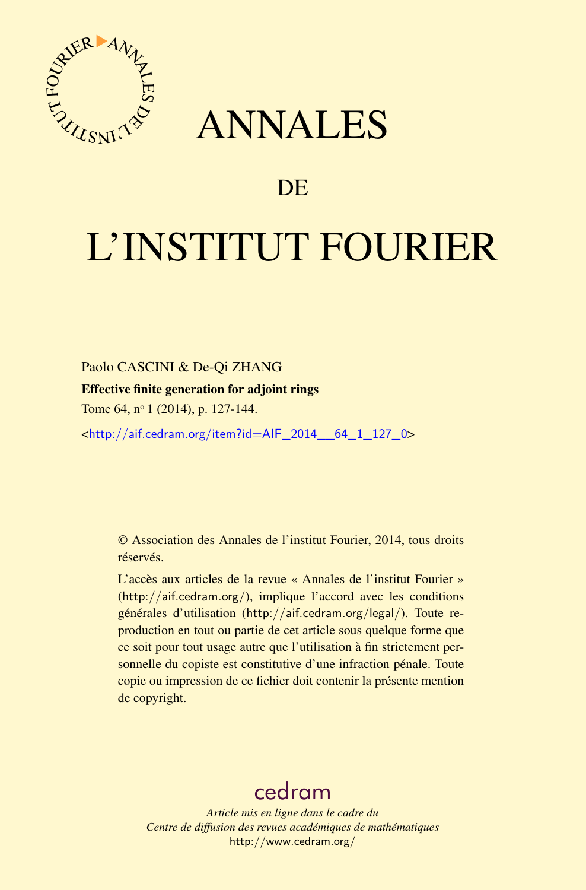# ANNALES

## DE

# L'INSTITUT FOURIER

Paolo CASCINI & De-Qi ZHANG

**Effective finite generation for adjoint rings**

Tome 64, n° 1 (2014), p. 127-144.

<http://aif.cedram.org/item?id=AIF_2014__64_1_127_0>

© Association des Annales de l'institut Fourier, 2014, tous droits réservés.

L'accès aux articles de la revue « Annales de l'institut Fourier » (http://aif.cedram.org/), implique l'accord avec les conditions générales d'utilisation (http://aif.cedram.org/legal/). Toute reproduction en tout ou partie de cet article sous quelque forme que ce soit pour tout usage autre que l'utilisation à fin strictement personnelle du copiste est constitutive d'une infraction pénale. Toute copie ou impression de ce fichier doit contenir la présente mention de copyright.

cedram

*Article mis en ligne dans le cadre du*
*Centre de diffusion des revues académiques de mathématiques*
http://www.cedram.org/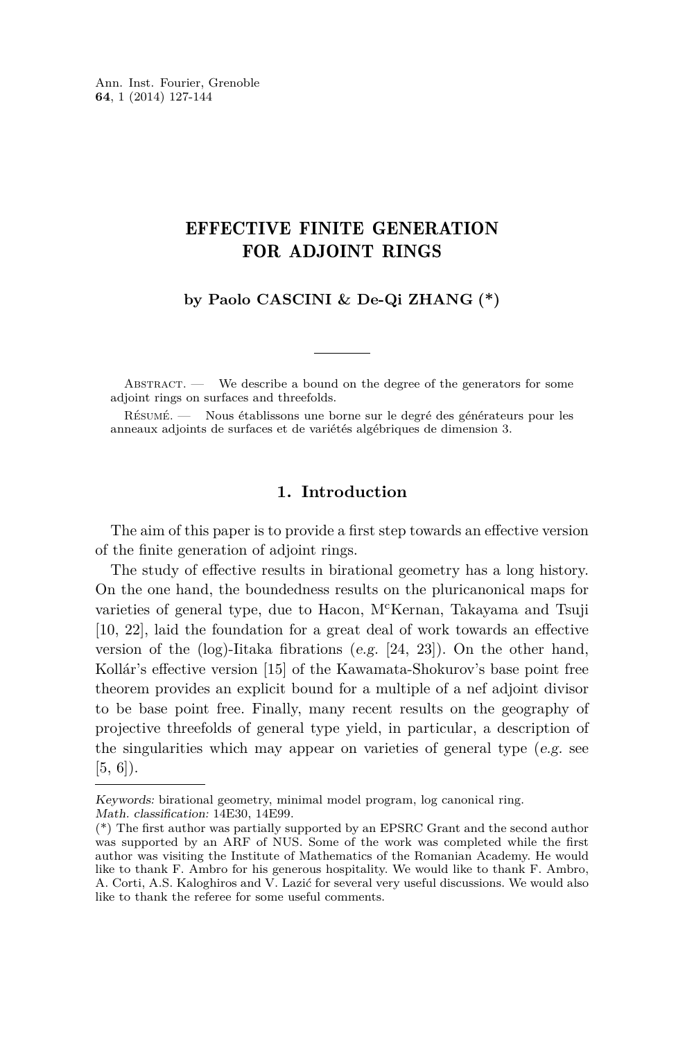Ann. Inst. Fourier, Grenoble
**64**, 1 (2014) 127-144

# EFFECTIVE FINITE GENERATION FOR ADJOINT RINGS

**by Paolo CASCINI & De-Qi ZHANG (*)**

---

Abstract. — We describe a bound on the degree of the generators for some adjoint rings on surfaces and threefolds.

Résumé. — Nous établissons une borne sur le degré des générateurs pour les anneaux adjoints de surfaces et de variétés algébriques de dimension 3.

## 1. Introduction

The aim of this paper is to provide a first step towards an effective version of the finite generation of adjoint rings.

The study of effective results in birational geometry has a long history. On the one hand, the boundedness results on the pluricanonical maps for varieties of general type, due to Hacon, McKernan, Takayama and Tsuji [10, 22], laid the foundation for a great deal of work towards an effective version of the (log)-Iitaka fibrations (*e.g.* [24, 23]). On the other hand, Kollár's effective version [15] of the Kawamata-Shokurov's base point free theorem provides an explicit bound for a multiple of a nef adjoint divisor to be base point free. Finally, many recent results on the geography of projective threefolds of general type yield, in particular, a description of the singularities which may appear on varieties of general type (*e.g.* see [5, 6]).

---

*Keywords:* birational geometry, minimal model program, log canonical ring.
*Math. classification:* 14E30, 14E99.
(*) The first author was partially supported by an EPSRC Grant and the second author was supported by an ARF of NUS. Some of the work was completed while the first author was visiting the Institute of Mathematics of the Romanian Academy. He would like to thank F. Ambro for his generous hospitality. We would like to thank F. Ambro, A. Corti, A.S. Kaloghiros and V. Lazić for several very useful discussions. We would also like to thank the referee for some useful comments.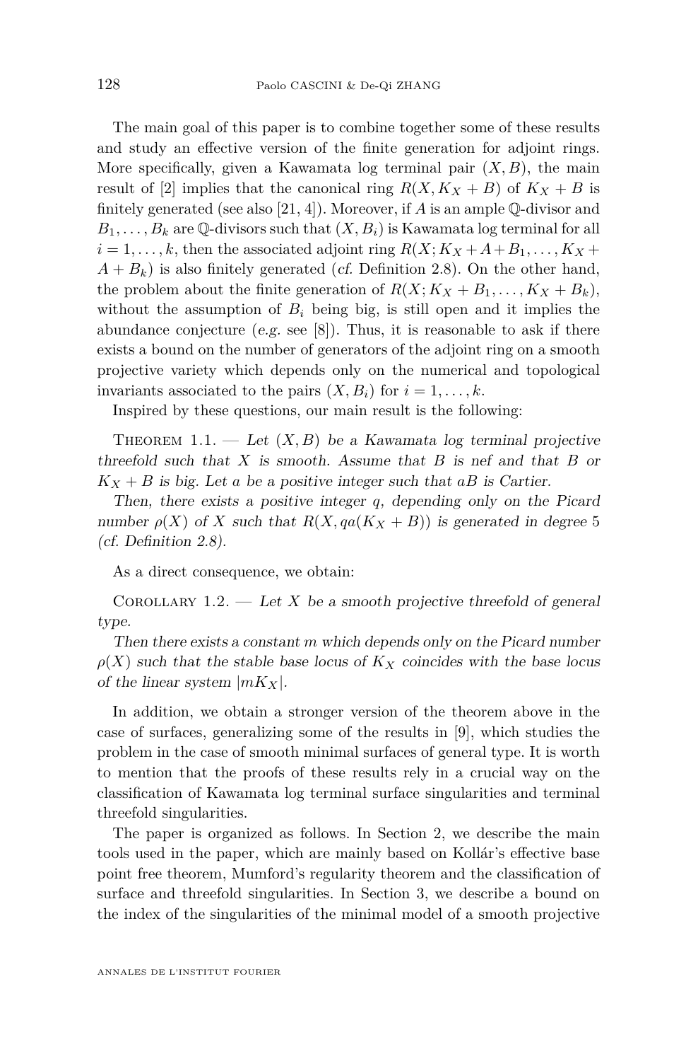The main goal of this paper is to combine together some of these results and study an effective version of the finite generation for adjoint rings. More specifically, given a Kawamata log terminal pair $(X, B)$, the main result of [2] implies that the canonical ring $R(X, K_X + B)$ of $K_X + B$ is finitely generated (see also [21, 4]). Moreover, if $A$ is an ample $\mathbb{Q}$-divisor and $B_1, \dots, B_k$ are $\mathbb{Q}$-divisors such that $(X, B_i)$ is Kawamata log terminal for all $i = 1, \dots, k$, then the associated adjoint ring $R(X; K_X + A + B_1, \dots, K_X + A + B_k)$ is also finitely generated (*cf.* Definition 2.8). On the other hand, the problem about the finite generation of $R(X; K_X + B_1, \dots, K_X + B_k)$, without the assumption of $B_i$ being big, is still open and it implies the abundance conjecture (*e.g.* see [8]). Thus, it is reasonable to ask if there exists a bound on the number of generators of the adjoint ring on a smooth projective variety which depends only on the numerical and topological invariants associated to the pairs $(X, B_i)$ for $i = 1, \dots, k$.

Inspired by these questions, our main result is the following:

Theorem 1.1. — *Let $(X, B)$ be a Kawamata log terminal projective threefold such that $X$ is smooth. Assume that $B$ is nef and that $B$ or $K_X + B$ is big. Let $a$ be a positive integer such that $aB$ is Cartier.*

*Then, there exists a positive integer $q$, depending only on the Picard number $\rho(X)$ of $X$ such that $R(X, qa(K_X + B))$ is generated in degree 5 (cf. Definition 2.8).*

As a direct consequence, we obtain:

Corollary 1.2. — *Let $X$ be a smooth projective threefold of general type.*

*Then there exists a constant $m$ which depends only on the Picard number $\rho(X)$ such that the stable base locus of $K_X$ coincides with the base locus of the linear system $|mK_X|$.*

In addition, we obtain a stronger version of the theorem above in the case of surfaces, generalizing some of the results in [9], which studies the problem in the case of smooth minimal surfaces of general type. It is worth to mention that the proofs of these results rely in a crucial way on the classification of Kawamata log terminal surface singularities and terminal threefold singularities.

The paper is organized as follows. In Section 2, we describe the main tools used in the paper, which are mainly based on Kollár's effective base point free theorem, Mumford's regularity theorem and the classification of surface and threefold singularities. In Section 3, we describe a bound on the index of the singularities of the minimal model of a smooth projective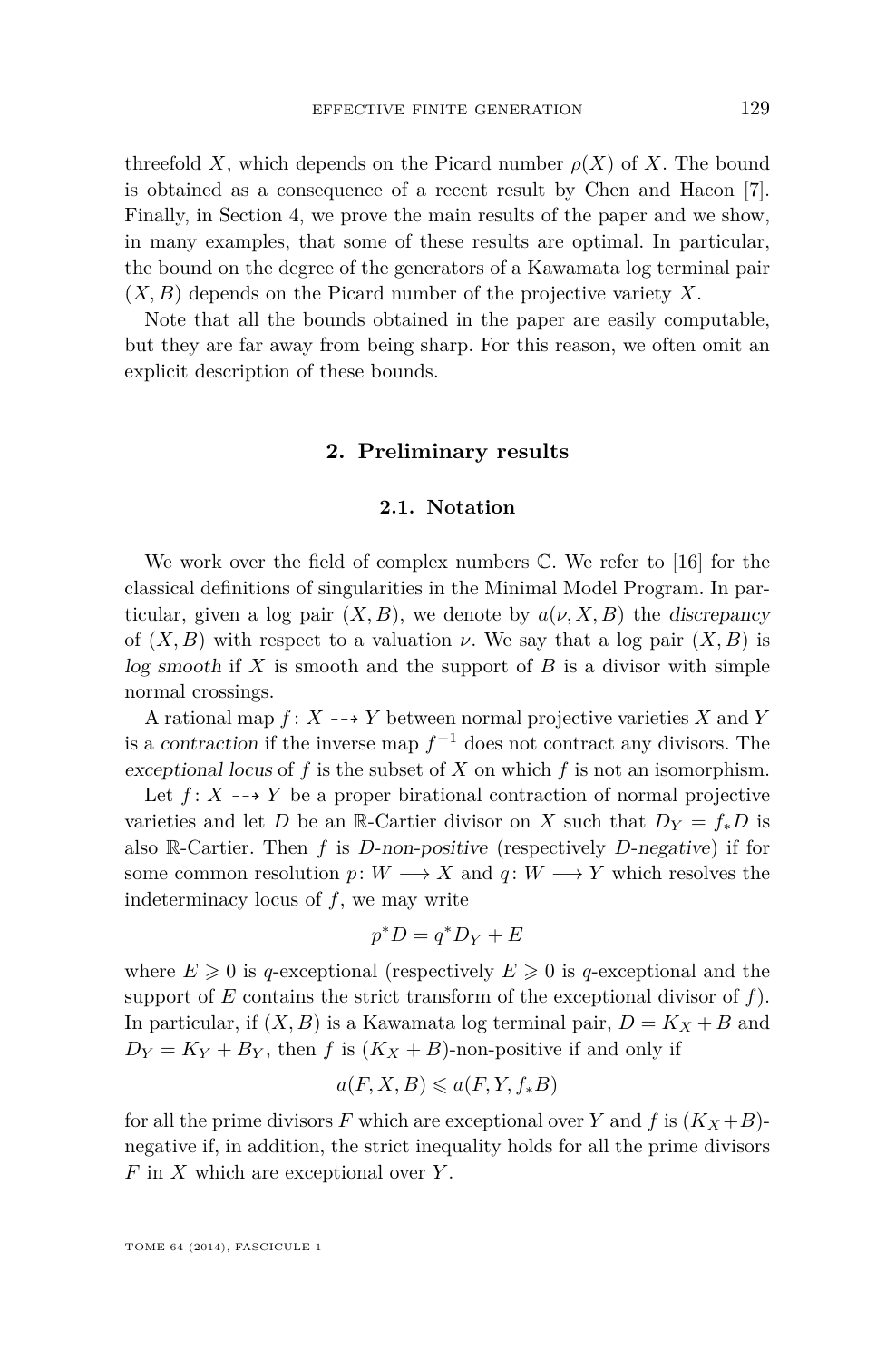threefold $X$, which depends on the Picard number $\rho(X)$ of $X$. The bound is obtained as a consequence of a recent result by Chen and Hacon [7]. Finally, in Section 4, we prove the main results of the paper and we show, in many examples, that some of these results are optimal. In particular, the bound on the degree of the generators of a Kawamata log terminal pair $(X, B)$ depends on the Picard number of the projective variety $X$.

Note that all the bounds obtained in the paper are easily computable, but they are far away from being sharp. For this reason, we often omit an explicit description of these bounds.

## 2. Preliminary results

### 2.1. Notation

We work over the field of complex numbers $\mathbb{C}$. We refer to [16] for the classical definitions of singularities in the Minimal Model Program. In particular, given a log pair $(X, B)$, we denote by $a(\nu, X, B)$ the *discrepancy* of $(X, B)$ with respect to a valuation $\nu$. We say that a log pair $(X, B)$ is *log smooth* if $X$ is smooth and the support of $B$ is a divisor with simple normal crossings.

A rational map $f\colon X \dashrightarrow Y$ between normal projective varieties $X$ and $Y$ is a *contraction* if the inverse map $f^{-1}$ does not contract any divisors. The *exceptional locus* of $f$ is the subset of $X$ on which $f$ is not an isomorphism.

Let $f\colon X \dashrightarrow Y$ be a proper birational contraction of normal projective varieties and let $D$ be an $\mathbb{R}$-Cartier divisor on $X$ such that $D_Y = f_*D$ is also $\mathbb{R}$-Cartier. Then $f$ is *$D$-non-positive* (respectively *$D$-negative*) if for some common resolution $p\colon W \longrightarrow X$ and $q\colon W \longrightarrow Y$ which resolves the indeterminacy locus of $f$, we may write

$$p^*D = q^*D_Y + E$$

where $E \geqslant 0$ is $q$-exceptional (respectively $E \geqslant 0$ is $q$-exceptional and the support of $E$ contains the strict transform of the exceptional divisor of $f$). In particular, if $(X, B)$ is a Kawamata log terminal pair, $D = K_X + B$ and $D_Y = K_Y + B_Y$, then $f$ is $(K_X + B)$-non-positive if and only if

$$a(F, X, B) \leqslant a(F, Y, f_*B)$$

for all the prime divisors $F$ which are exceptional over $Y$ and $f$ is $(K_X+B)$-negative if, in addition, the strict inequality holds for all the prime divisors $F$ in $X$ which are exceptional over $Y$.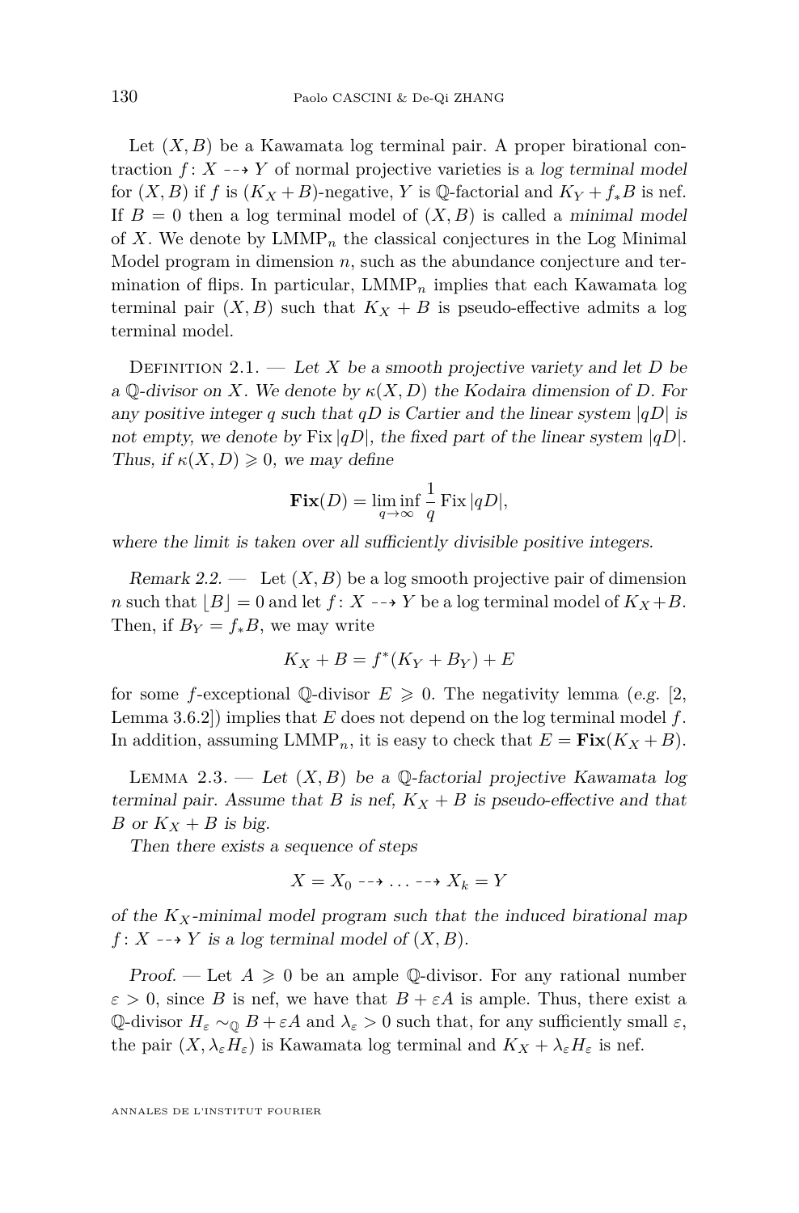Let $(X, B)$ be a Kawamata log terminal pair. A proper birational contraction $f\colon X \dashrightarrow Y$ of normal projective varieties is a *log terminal model* for $(X, B)$ if $f$ is $(K_X + B)$-negative, $Y$ is $\mathbb{Q}$-factorial and $K_Y + f_*B$ is nef. If $B = 0$ then a log terminal model of $(X, B)$ is called a *minimal model* of $X$. We denote by $\mathrm{LMMP}_n$ the classical conjectures in the Log Minimal Model program in dimension $n$, such as the abundance conjecture and termination of flips. In particular, $\mathrm{LMMP}_n$ implies that each Kawamata log terminal pair $(X, B)$ such that $K_X + B$ is pseudo-effective admits a log terminal model.

Definition 2.1. — *Let $X$ be a smooth projective variety and let $D$ be a $\mathbb{Q}$-divisor on $X$. We denote by $\kappa(X, D)$ the Kodaira dimension of $D$. For any positive integer $q$ such that $qD$ is Cartier and the linear system $|qD|$ is not empty, we denote by $\operatorname{Fix}|qD|$, the fixed part of the linear system $|qD|$. Thus, if $\kappa(X, D) \geqslant 0$, we may define*

$$\mathbf{Fix}(D) = \liminf_{q\to\infty} \frac{1}{q} \operatorname{Fix}|qD|,$$

*where the limit is taken over all sufficiently divisible positive integers.*

*Remark 2.2.* — Let $(X, B)$ be a log smooth projective pair of dimension $n$ such that $\lfloor B \rfloor = 0$ and let $f\colon X \dashrightarrow Y$ be a log terminal model of $K_X + B$. Then, if $B_Y = f_*B$, we may write

$$K_X + B = f^*(K_Y + B_Y) + E$$

for some $f$-exceptional $\mathbb{Q}$-divisor $E \geqslant 0$. The negativity lemma (*e.g.* [2, Lemma 3.6.2]) implies that $E$ does not depend on the log terminal model $f$. In addition, assuming $\mathrm{LMMP}_n$, it is easy to check that $E = \mathbf{Fix}(K_X + B)$.

Lemma 2.3. — *Let $(X, B)$ be a $\mathbb{Q}$-factorial projective Kawamata log terminal pair. Assume that $B$ is nef, $K_X + B$ is pseudo-effective and that $B$ or $K_X + B$ is big.*

*Then there exists a sequence of steps*

$$X = X_0 \dashrightarrow \ldots \dashrightarrow X_k = Y$$

*of the $K_X$-minimal model program such that the induced birational map $f\colon X \dashrightarrow Y$ is a log terminal model of $(X, B)$.*

*Proof.* — Let $A \geqslant 0$ be an ample $\mathbb{Q}$-divisor. For any rational number $\varepsilon > 0$, since $B$ is nef, we have that $B + \varepsilon A$ is ample. Thus, there exist a $\mathbb{Q}$-divisor $H_\varepsilon \sim_{\mathbb{Q}} B + \varepsilon A$ and $\lambda_\varepsilon > 0$ such that, for any sufficiently small $\varepsilon$, the pair $(X, \lambda_\varepsilon H_\varepsilon)$ is Kawamata log terminal and $K_X + \lambda_\varepsilon H_\varepsilon$ is nef.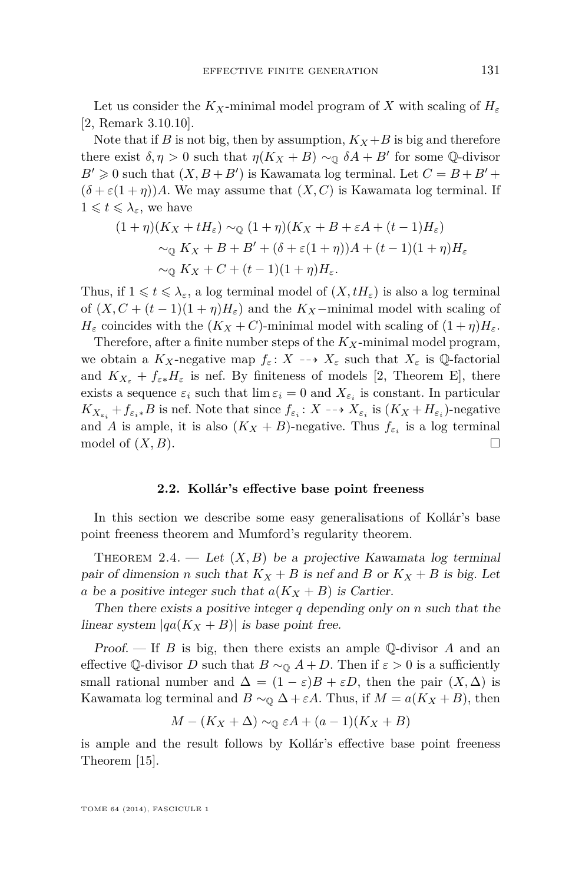Let us consider the $K_X$-minimal model program of $X$ with scaling of $H_\varepsilon$ [2, Remark 3.10.10].

Note that if $B$ is not big, then by assumption, $K_X+B$ is big and therefore there exist $\delta,\eta>0$ such that $\eta(K_X+B)\sim_{\mathbb{Q}}\delta A+B'$ for some $\mathbb{Q}$-divisor $B'\geqslant 0$ such that $(X,B+B')$ is Kawamata log terminal. Let $C=B+B'+(\delta+\varepsilon(1+\eta))A$. We may assume that $(X,C)$ is Kawamata log terminal. If $1\leqslant t\leqslant \lambda_\varepsilon$, we have

$$\begin{aligned}(1+\eta)(K_X+tH_\varepsilon)&\sim_{\mathbb{Q}}(1+\eta)(K_X+B+\varepsilon A+(t-1)H_\varepsilon)\\&\sim_{\mathbb{Q}}K_X+B+B'+(\delta+\varepsilon(1+\eta))A+(t-1)(1+\eta)H_\varepsilon\\&\sim_{\mathbb{Q}}K_X+C+(t-1)(1+\eta)H_\varepsilon.\end{aligned}$$

Thus, if $1\leqslant t\leqslant\lambda_\varepsilon$, a log terminal model of $(X,tH_\varepsilon)$ is also a log terminal of $(X,C+(t-1)(1+\eta)H_\varepsilon)$ and the $K_X-$minimal model with scaling of $H_\varepsilon$ coincides with the $(K_X+C)$-minimal model with scaling of $(1+\eta)H_\varepsilon$.

Therefore, after a finite number steps of the $K_X$-minimal model program, we obtain a $K_X$-negative map $f_\varepsilon\colon X\dashrightarrow X_\varepsilon$ such that $X_\varepsilon$ is $\mathbb{Q}$-factorial and $K_{X_\varepsilon}+f_{\varepsilon *}H_\varepsilon$ is nef. By finiteness of models [2, Theorem E], there exists a sequence $\varepsilon_i$ such that $\lim\varepsilon_i=0$ and $X_{\varepsilon_i}$ is constant. In particular $K_{X_{\varepsilon_i}}+f_{\varepsilon_i *}B$ is nef. Note that since $f_{\varepsilon_i}\colon X\dashrightarrow X_{\varepsilon_i}$ is $(K_X+H_{\varepsilon_i})$-negative and $A$ is ample, it is also $(K_X+B)$-negative. Thus $f_{\varepsilon_i}$ is a log terminal model of $(X,B)$. □

### 2.2. Kollár's effective base point freeness

In this section we describe some easy generalisations of Kollár's base point freeness theorem and Mumford's regularity theorem.

Theorem 2.4. — *Let $(X,B)$ be a projective Kawamata log terminal pair of dimension $n$ such that $K_X+B$ is nef and $B$ or $K_X+B$ is big. Let $a$ be a positive integer such that $a(K_X+B)$ is Cartier.*

*Then there exists a positive integer $q$ depending only on $n$ such that the linear system $|qa(K_X+B)|$ is base point free.*

*Proof.* — If $B$ is big, then there exists an ample $\mathbb{Q}$-divisor $A$ and an effective $\mathbb{Q}$-divisor $D$ such that $B\sim_{\mathbb{Q}}A+D$. Then if $\varepsilon>0$ is a sufficiently small rational number and $\Delta=(1-\varepsilon)B+\varepsilon D$, then the pair $(X,\Delta)$ is Kawamata log terminal and $B\sim_{\mathbb{Q}}\Delta+\varepsilon A$. Thus, if $M=a(K_X+B)$, then

$$M-(K_X+\Delta)\sim_{\mathbb{Q}}\varepsilon A+(a-1)(K_X+B)$$

is ample and the result follows by Kollár's effective base point freeness Theorem [15].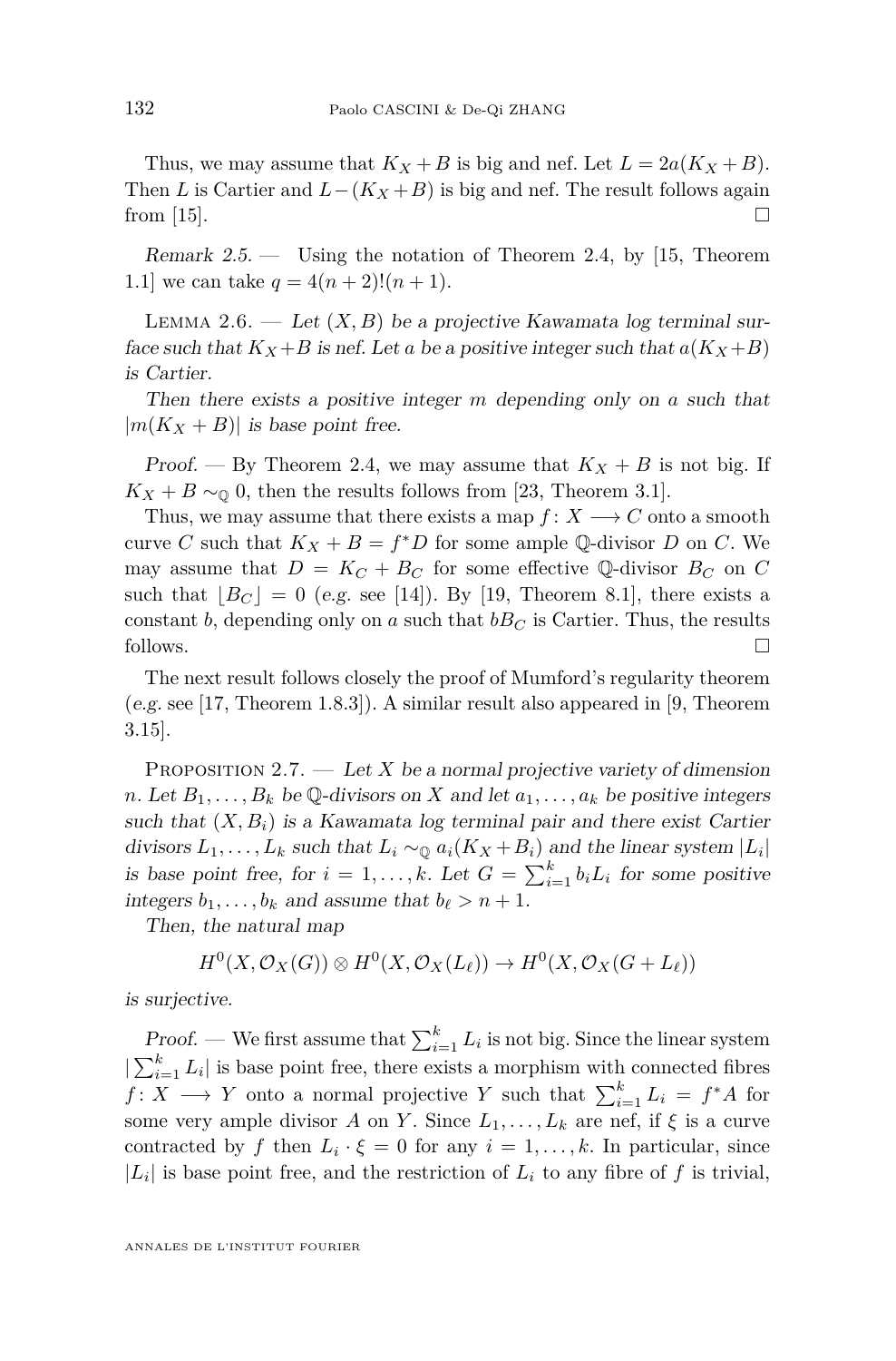Thus, we may assume that $K_X+B$ is big and nef. Let $L=2a(K_X+B)$. Then $L$ is Cartier and $L-(K_X+B)$ is big and nef. The result follows again from [15]. $\square$

*Remark 2.5.* — Using the notation of Theorem 2.4, by [15, Theorem 1.1] we can take $q=4(n+2)!(n+1)$.

Lemma 2.6. — *Let $(X,B)$ be a projective Kawamata log terminal surface such that $K_X+B$ is nef. Let $a$ be a positive integer such that $a(K_X+B)$ is Cartier.*

*Then there exists a positive integer $m$ depending only on $a$ such that $|m(K_X+B)|$ is base point free.*

*Proof.* — By Theorem 2.4, we may assume that $K_X+B$ is not big. If $K_X+B\sim_{\mathbb{Q}}0$, then the results follows from [23, Theorem 3.1].

Thus, we may assume that there exists a map $f\colon X\longrightarrow C$ onto a smooth curve $C$ such that $K_X+B=f^*D$ for some ample $\mathbb{Q}$-divisor $D$ on $C$. We may assume that $D=K_C+B_C$ for some effective $\mathbb{Q}$-divisor $B_C$ on $C$ such that $\lfloor B_C\rfloor=0$ (e.g. see [14]). By [19, Theorem 8.1], there exists a constant $b$, depending only on $a$ such that $bB_C$ is Cartier. Thus, the results follows. $\square$

The next result follows closely the proof of Mumford's regularity theorem (e.g. see [17, Theorem 1.8.3]). A similar result also appeared in [9, Theorem 3.15].

Proposition 2.7. — *Let $X$ be a normal projective variety of dimension $n$. Let $B_1,\dots,B_k$ be $\mathbb{Q}$-divisors on $X$ and let $a_1,\dots,a_k$ be positive integers such that $(X,B_i)$ is a Kawamata log terminal pair and there exist Cartier divisors $L_1,\dots,L_k$ such that $L_i\sim_{\mathbb{Q}}a_i(K_X+B_i)$ and the linear system $|L_i|$ is base point free, for $i=1,\dots,k$. Let $G=\sum_{i=1}^k b_iL_i$ for some positive integers $b_1,\dots,b_k$ and assume that $b_\ell>n+1$.*

*Then, the natural map*

$$H^0(X,\mathcal{O}_X(G))\otimes H^0(X,\mathcal{O}_X(L_\ell))\to H^0(X,\mathcal{O}_X(G+L_\ell))$$

*is surjective.*

*Proof.* — We first assume that $\sum_{i=1}^k L_i$ is not big. Since the linear system $|\sum_{i=1}^k L_i|$ is base point free, there exists a morphism with connected fibres $f\colon X\longrightarrow Y$ onto a normal projective $Y$ such that $\sum_{i=1}^k L_i=f^*A$ for some very ample divisor $A$ on $Y$. Since $L_1,\dots,L_k$ are nef, if $\xi$ is a curve contracted by $f$ then $L_i\cdot\xi=0$ for any $i=1,\dots,k$. In particular, since $|L_i|$ is base point free, and the restriction of $L_i$ to any fibre of $f$ is trivial,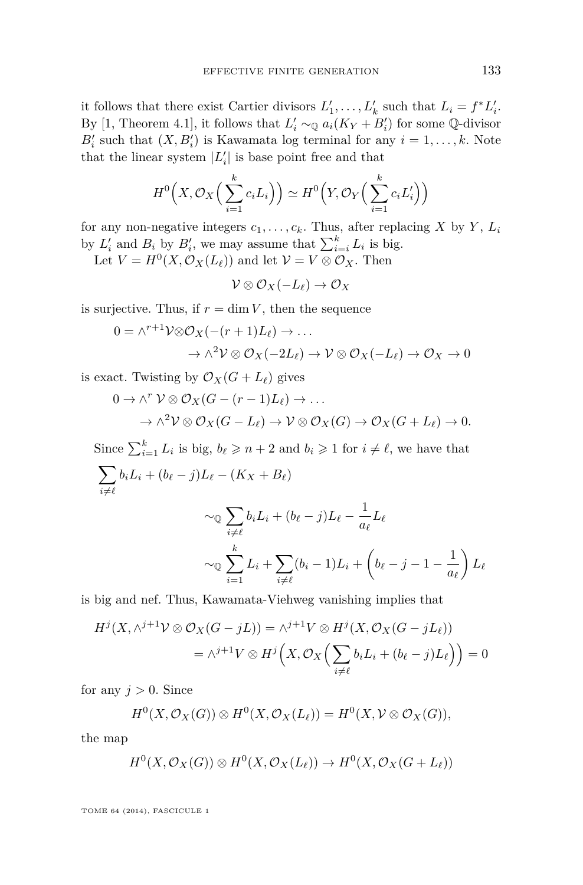it follows that there exist Cartier divisors $L'_1, \dots, L'_k$ such that $L_i = f^*L'_i$. By [1, Theorem 4.1], it follows that $L'_i \sim_{\mathbb{Q}} a_i(K_Y + B'_i)$ for some $\mathbb{Q}$-divisor $B'_i$ such that $(X, B'_i)$ is Kawamata log terminal for any $i = 1, \dots, k$. Note that the linear system $|L'_i|$ is base point free and that

$$H^0\Big(X, \mathcal{O}_X\Big(\sum_{i=1}^k c_i L_i\Big)\Big) \simeq H^0\Big(Y, \mathcal{O}_Y\Big(\sum_{i=1}^k c_i L'_i\Big)\Big)$$

for any non-negative integers $c_1, \dots, c_k$. Thus, after replacing $X$ by $Y$, $L_i$ by $L'_i$ and $B_i$ by $B'_i$, we may assume that $\sum_{i=i}^k L_i$ is big.

Let $V = H^0(X, \mathcal{O}_X(L_\ell))$ and let $\mathcal{V} = V \otimes \mathcal{O}_X$. Then

$$\mathcal{V} \otimes \mathcal{O}_X(-L_\ell) \to \mathcal{O}_X$$

is surjective. Thus, if $r = \dim V$, then the sequence

$$\begin{aligned} 0 = \wedge^{r+1}\mathcal{V} \otimes \mathcal{O}_X(-(r+1)L_\ell) \to \dots \\ \to \wedge^2 \mathcal{V} \otimes \mathcal{O}_X(-2L_\ell) \to \mathcal{V} \otimes \mathcal{O}_X(-L_\ell) \to \mathcal{O}_X \to 0 \end{aligned}$$

is exact. Twisting by $\mathcal{O}_X(G + L_\ell)$ gives

$$\begin{aligned} 0 \to \wedge^r \mathcal{V} \otimes \mathcal{O}_X(G - (r-1)L_\ell) \to \dots \\ \to \wedge^2 \mathcal{V} \otimes \mathcal{O}_X(G - L_\ell) \to \mathcal{V} \otimes \mathcal{O}_X(G) \to \mathcal{O}_X(G + L_\ell) \to 0. \end{aligned}$$

Since $\sum_{i=1}^k L_i$ is big, $b_\ell \geqslant n+2$ and $b_i \geqslant 1$ for $i \neq \ell$, we have that

$$\begin{aligned} &\sum_{i \neq \ell} b_i L_i + (b_\ell - j)L_\ell - (K_X + B_\ell) \\ &\qquad \sim_{\mathbb{Q}} \sum_{i \neq \ell} b_i L_i + (b_\ell - j)L_\ell - \frac{1}{a_\ell} L_\ell \\ &\qquad \sim_{\mathbb{Q}} \sum_{i=1}^k L_i + \sum_{i \neq \ell} (b_i - 1)L_i + \left(b_\ell - j - 1 - \frac{1}{a_\ell}\right) L_\ell \end{aligned}$$

is big and nef. Thus, Kawamata-Viehweg vanishing implies that

$$\begin{aligned} H^j(X, \wedge^{j+1}\mathcal{V} \otimes \mathcal{O}_X(G - jL)) &= \wedge^{j+1} V \otimes H^j(X, \mathcal{O}_X(G - jL_\ell)) \\ &= \wedge^{j+1} V \otimes H^j\Big(X, \mathcal{O}_X\Big(\sum_{i \neq \ell} b_i L_i + (b_\ell - j)L_\ell\Big)\Big) = 0 \end{aligned}$$

for any $j > 0$. Since

$$H^0(X, \mathcal{O}_X(G)) \otimes H^0(X, \mathcal{O}_X(L_\ell)) = H^0(X, \mathcal{V} \otimes \mathcal{O}_X(G)),$$

the map

$$H^0(X, \mathcal{O}_X(G)) \otimes H^0(X, \mathcal{O}_X(L_\ell)) \to H^0(X, \mathcal{O}_X(G + L_\ell))$$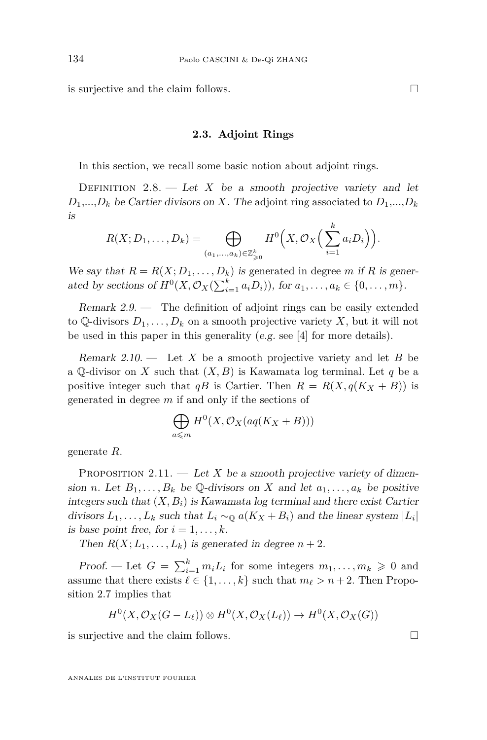is surjective and the claim follows. □

### 2.3. Adjoint Rings

In this section, we recall some basic notion about adjoint rings.

Definition 2.8. — *Let $X$ be a smooth projective variety and let $D_1,...,D_k$ be Cartier divisors on $X$. The* adjoint ring *associated to $D_1,...,D_k$ is*

$$R(X; D_1, \dots, D_k) = \bigoplus_{(a_1,\dots,a_k)\in\mathbb{Z}^k_{\geqslant 0}} H^0\Big(X, \mathcal{O}_X\Big(\sum_{i=1}^k a_i D_i\Big)\Big).$$

*We say that $R = R(X; D_1, \dots, D_k)$ is* generated in degree $m$ *if $R$ is generated by sections of $H^0(X, \mathcal{O}_X(\sum_{i=1}^k a_i D_i))$, for $a_1, \dots, a_k \in \{0, \dots, m\}$.*

*Remark 2.9.* — The definition of adjoint rings can be easily extended to $\mathbb{Q}$-divisors $D_1, \dots, D_k$ on a smooth projective variety $X$, but it will not be used in this paper in this generality (*e.g.* see [4] for more details).

*Remark 2.10.* — Let $X$ be a smooth projective variety and let $B$ be a $\mathbb{Q}$-divisor on $X$ such that $(X, B)$ is Kawamata log terminal. Let $q$ be a positive integer such that $qB$ is Cartier. Then $R = R(X, q(K_X + B))$ is generated in degree $m$ if and only if the sections of

$$\bigoplus_{a\leqslant m} H^0(X, \mathcal{O}_X(aq(K_X + B)))$$

generate $R$.

Proposition 2.11. — *Let $X$ be a smooth projective variety of dimension $n$. Let $B_1, \dots, B_k$ be $\mathbb{Q}$-divisors on $X$ and let $a_1, \dots, a_k$ be positive integers such that $(X, B_i)$ is Kawamata log terminal and there exist Cartier divisors $L_1, \dots, L_k$ such that $L_i \sim_{\mathbb{Q}} a(K_X + B_i)$ and the linear system $|L_i|$ is base point free, for $i = 1, \dots, k$.*

*Then $R(X; L_1, \dots, L_k)$ is generated in degree $n + 2$.*

*Proof.* — Let $G = \sum_{i=1}^k m_i L_i$ for some integers $m_1, \dots, m_k \geqslant 0$ and assume that there exists $\ell \in \{1, \dots, k\}$ such that $m_\ell > n+2$. Then Proposition 2.7 implies that

$$H^0(X, \mathcal{O}_X(G - L_\ell)) \otimes H^0(X, \mathcal{O}_X(L_\ell)) \to H^0(X, \mathcal{O}_X(G))$$

is surjective and the claim follows. □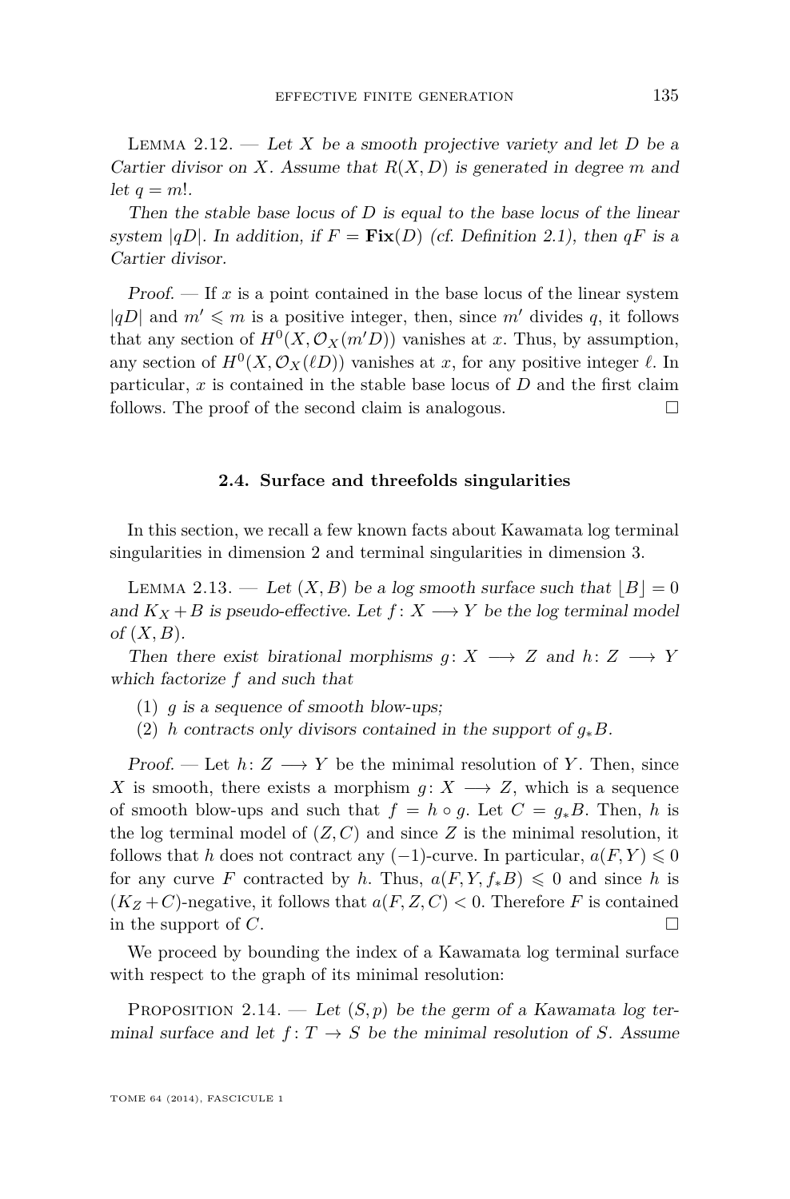Lemma 2.12. — *Let $X$ be a smooth projective variety and let $D$ be a Cartier divisor on $X$. Assume that $R(X,D)$ is generated in degree $m$ and let $q = m!$.*

*Then the stable base locus of $D$ is equal to the base locus of the linear system $|qD|$. In addition, if $F = \mathbf{Fix}(D)$ (cf. Definition 2.1), then $qF$ is a Cartier divisor.*

*Proof.* — If $x$ is a point contained in the base locus of the linear system $|qD|$ and $m' \leqslant m$ is a positive integer, then, since $m'$ divides $q$, it follows that any section of $H^0(X, \mathcal{O}_X(m'D))$ vanishes at $x$. Thus, by assumption, any section of $H^0(X, \mathcal{O}_X(\ell D))$ vanishes at $x$, for any positive integer $\ell$. In particular, $x$ is contained in the stable base locus of $D$ and the first claim follows. The proof of the second claim is analogous. □

### 2.4. Surface and threefolds singularities

In this section, we recall a few known facts about Kawamata log terminal singularities in dimension 2 and terminal singularities in dimension 3.

Lemma 2.13. — *Let $(X,B)$ be a log smooth surface such that $\lfloor B \rfloor = 0$ and $K_X + B$ is pseudo-effective. Let $f\colon X \longrightarrow Y$ be the log terminal model of $(X,B)$.*

*Then there exist birational morphisms $g\colon X \longrightarrow Z$ and $h\colon Z \longrightarrow Y$ which factorize $f$ and such that*

1. *$g$ is a sequence of smooth blow-ups;*
2. *$h$ contracts only divisors contained in the support of $g_*B$.*

*Proof.* — Let $h\colon Z \longrightarrow Y$ be the minimal resolution of $Y$. Then, since $X$ is smooth, there exists a morphism $g\colon X \longrightarrow Z$, which is a sequence of smooth blow-ups and such that $f = h \circ g$. Let $C = g_*B$. Then, $h$ is the log terminal model of $(Z,C)$ and since $Z$ is the minimal resolution, it follows that $h$ does not contract any $(-1)$-curve. In particular, $a(F,Y) \leqslant 0$ for any curve $F$ contracted by $h$. Thus, $a(F,Y,f_*B) \leqslant 0$ and since $h$ is $(K_Z + C)$-negative, it follows that $a(F,Z,C) < 0$. Therefore $F$ is contained in the support of $C$. □

We proceed by bounding the index of a Kawamata log terminal surface with respect to the graph of its minimal resolution:

Proposition 2.14. — *Let $(S,p)$ be the germ of a Kawamata log terminal surface and let $f\colon T \to S$ be the minimal resolution of $S$. Assume*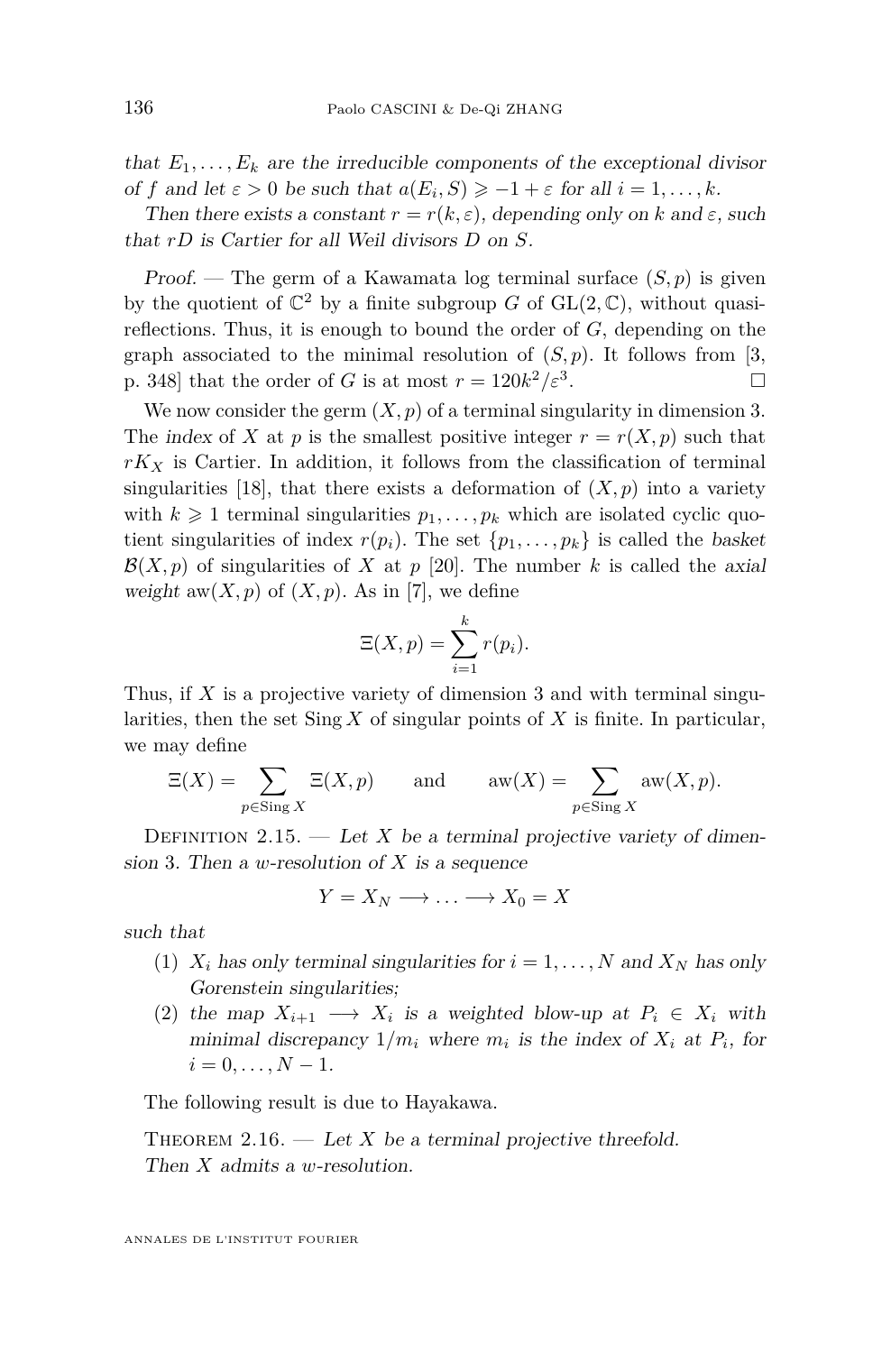*that $E_1, \dots, E_k$ are the irreducible components of the exceptional divisor of $f$ and let $\varepsilon > 0$ be such that $a(E_i, S) \geqslant -1 + \varepsilon$ for all $i = 1, \dots, k$.*

*Then there exists a constant $r = r(k, \varepsilon)$, depending only on $k$ and $\varepsilon$, such that $rD$ is Cartier for all Weil divisors $D$ on $S$.*

*Proof.* — The germ of a Kawamata log terminal surface $(S, p)$ is given by the quotient of $\mathbb{C}^2$ by a finite subgroup $G$ of $\mathrm{GL}(2, \mathbb{C})$, without quasi-reflections. Thus, it is enough to bound the order of $G$, depending on the graph associated to the minimal resolution of $(S, p)$. It follows from [3, p. 348] that the order of $G$ is at most $r = 120k^2/\varepsilon^3$. □

We now consider the germ $(X, p)$ of a terminal singularity in dimension 3. The *index* of $X$ at $p$ is the smallest positive integer $r = r(X, p)$ such that $rK_X$ is Cartier. In addition, it follows from the classification of terminal singularities [18], that there exists a deformation of $(X, p)$ into a variety with $k \geqslant 1$ terminal singularities $p_1, \dots, p_k$ which are isolated cyclic quotient singularities of index $r(p_i)$. The set $\{p_1, \dots, p_k\}$ is called the *basket* $\mathcal{B}(X, p)$ of singularities of $X$ at $p$ [20]. The number $k$ is called the *axial weight* $\mathrm{aw}(X, p)$ of $(X, p)$. As in [7], we define

$$\Xi(X, p) = \sum_{i=1}^{k} r(p_i).$$

Thus, if $X$ is a projective variety of dimension 3 and with terminal singularities, then the set $\operatorname{Sing} X$ of singular points of $X$ is finite. In particular, we may define

$$\Xi(X) = \sum_{p \in \operatorname{Sing} X} \Xi(X, p) \qquad \text{and} \qquad \mathrm{aw}(X) = \sum_{p \in \operatorname{Sing} X} \mathrm{aw}(X, p).$$

Definition 2.15. — *Let $X$ be a terminal projective variety of dimension 3. Then a w-resolution of $X$ is a sequence*

$$Y = X_N \longrightarrow \dots \longrightarrow X_0 = X$$

*such that*

1. *$X_i$ has only terminal singularities for $i = 1, \dots, N$ and $X_N$ has only Gorenstein singularities;*
2. *the map $X_{i+1} \longrightarrow X_i$ is a weighted blow-up at $P_i \in X_i$ with minimal discrepancy $1/m_i$ where $m_i$ is the index of $X_i$ at $P_i$, for $i = 0, \dots, N-1$.*

The following result is due to Hayakawa.

Theorem 2.16. — *Let $X$ be a terminal projective threefold. Then $X$ admits a w-resolution.*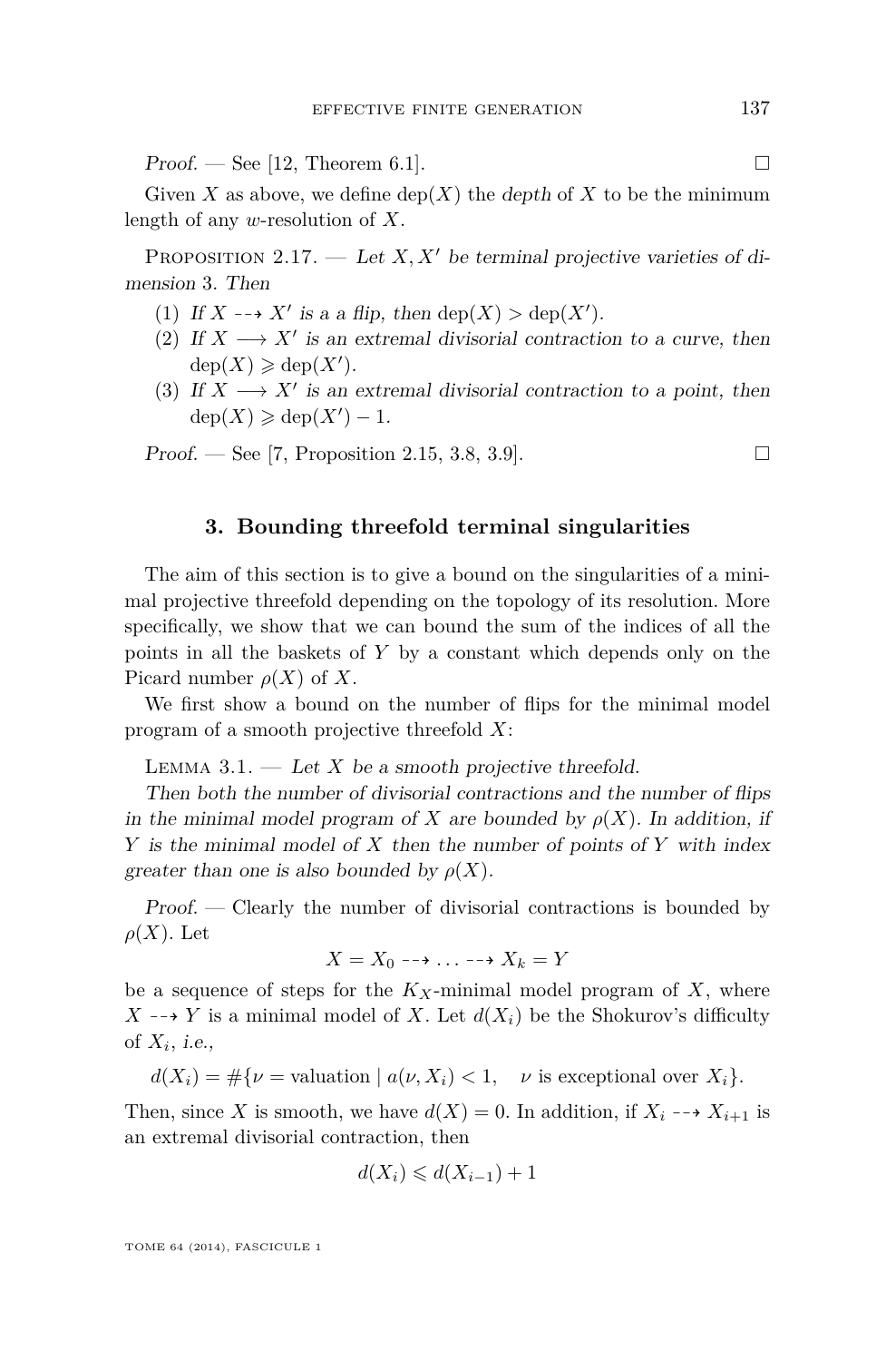*Proof.* — See [12, Theorem 6.1]. □

Given $X$ as above, we define $\operatorname{dep}(X)$ the *depth* of $X$ to be the minimum length of any $w$-resolution of $X$.

Proposition 2.17. — *Let $X, X'$ be terminal projective varieties of dimension 3. Then*

1. *If $X \dashrightarrow X'$ is a a flip, then $\operatorname{dep}(X) > \operatorname{dep}(X')$.*
2. *If $X \longrightarrow X'$ is an extremal divisorial contraction to a curve, then $\operatorname{dep}(X) \geqslant \operatorname{dep}(X')$.*
3. *If $X \longrightarrow X'$ is an extremal divisorial contraction to a point, then $\operatorname{dep}(X) \geqslant \operatorname{dep}(X') - 1$.*

*Proof.* — See [7, Proposition 2.15, 3.8, 3.9]. □

## 3. Bounding threefold terminal singularities

The aim of this section is to give a bound on the singularities of a minimal projective threefold depending on the topology of its resolution. More specifically, we show that we can bound the sum of the indices of all the points in all the baskets of $Y$ by a constant which depends only on the Picard number $\rho(X)$ of $X$.

We first show a bound on the number of flips for the minimal model program of a smooth projective threefold $X$:

Lemma 3.1. — *Let $X$ be a smooth projective threefold.*

*Then both the number of divisorial contractions and the number of flips in the minimal model program of $X$ are bounded by $\rho(X)$. In addition, if $Y$ is the minimal model of $X$ then the number of points of $Y$ with index greater than one is also bounded by $\rho(X)$.*

*Proof.* — Clearly the number of divisorial contractions is bounded by $\rho(X)$. Let

$$X = X_0 \dashrightarrow \dots \dashrightarrow X_k = Y$$

be a sequence of steps for the $K_X$-minimal model program of $X$, where $X \dashrightarrow Y$ is a minimal model of $X$. Let $d(X_i)$ be the Shokurov's difficulty of $X_i$, *i.e.*,

$$d(X_i) = \#\{\nu = \text{valuation} \mid a(\nu, X_i) < 1, \quad \nu \text{ is exceptional over } X_i\}.$$

Then, since $X$ is smooth, we have $d(X) = 0$. In addition, if $X_i \dashrightarrow X_{i+1}$ is an extremal divisorial contraction, then

$$d(X_i) \leqslant d(X_{i-1}) + 1$$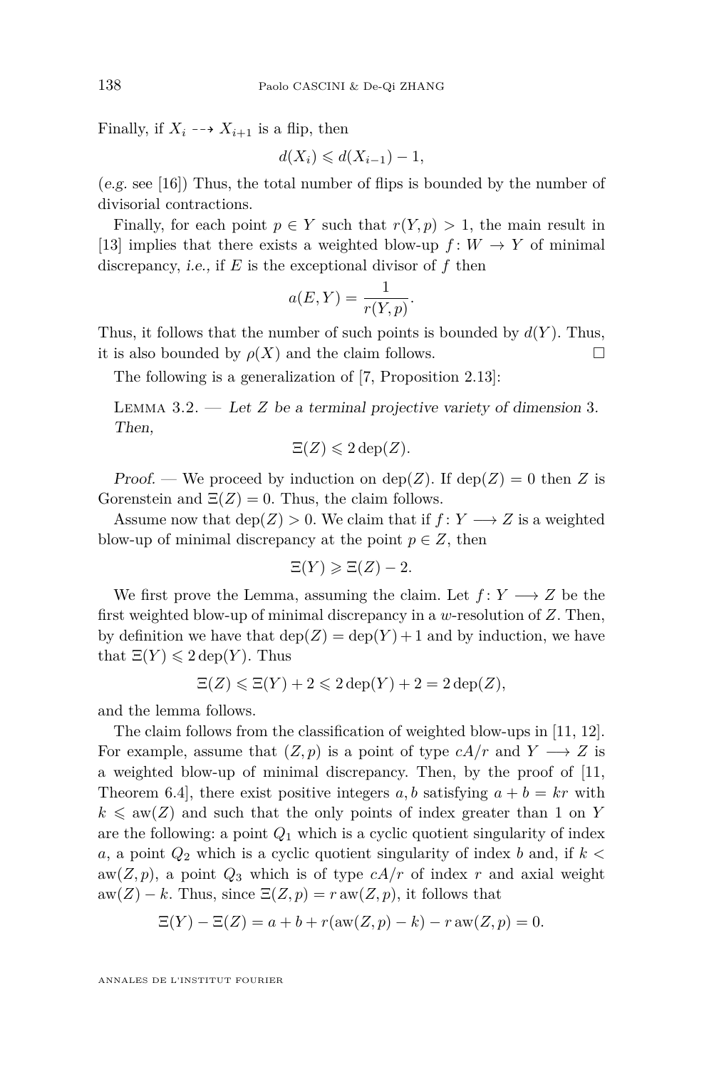Finally, if $X_i \dashrightarrow X_{i+1}$ is a flip, then

$$d(X_i) \leqslant d(X_{i-1}) - 1,$$

(*e.g.* see [16]) Thus, the total number of flips is bounded by the number of divisorial contractions.

Finally, for each point $p \in Y$ such that $r(Y,p) > 1$, the main result in [13] implies that there exists a weighted blow-up $f\colon W \to Y$ of minimal discrepancy, *i.e.*, if $E$ is the exceptional divisor of $f$ then

$$a(E,Y) = \frac{1}{r(Y,p)}.$$

Thus, it follows that the number of such points is bounded by $d(Y)$. Thus, it is also bounded by $\rho(X)$ and the claim follows. □

The following is a generalization of [7, Proposition 2.13]:

Lemma 3.2. — *Let $Z$ be a terminal projective variety of dimension 3. Then,*

$$\Xi(Z) \leqslant 2\operatorname{dep}(Z).$$

*Proof.* — We proceed by induction on $\operatorname{dep}(Z)$. If $\operatorname{dep}(Z) = 0$ then $Z$ is Gorenstein and $\Xi(Z) = 0$. Thus, the claim follows.

Assume now that $\operatorname{dep}(Z) > 0$. We claim that if $f\colon Y \longrightarrow Z$ is a weighted blow-up of minimal discrepancy at the point $p \in Z$, then

$$\Xi(Y) \geqslant \Xi(Z) - 2.$$

We first prove the Lemma, assuming the claim. Let $f\colon Y \longrightarrow Z$ be the first weighted blow-up of minimal discrepancy in a $w$-resolution of $Z$. Then, by definition we have that $\operatorname{dep}(Z) = \operatorname{dep}(Y) + 1$ and by induction, we have that $\Xi(Y) \leqslant 2\operatorname{dep}(Y)$. Thus

$$\Xi(Z) \leqslant \Xi(Y) + 2 \leqslant 2\operatorname{dep}(Y) + 2 = 2\operatorname{dep}(Z),$$

and the lemma follows.

The claim follows from the classification of weighted blow-ups in [11, 12]. For example, assume that $(Z,p)$ is a point of type $cA/r$ and $Y \longrightarrow Z$ is a weighted blow-up of minimal discrepancy. Then, by the proof of [11, Theorem 6.4], there exist positive integers $a, b$ satisfying $a + b = kr$ with $k \leqslant \operatorname{aw}(Z)$ and such that the only points of index greater than 1 on $Y$ are the following: a point $Q_1$ which is a cyclic quotient singularity of index $a$, a point $Q_2$ which is a cyclic quotient singularity of index $b$ and, if $k < \operatorname{aw}(Z,p)$, a point $Q_3$ which is of type $cA/r$ of index $r$ and axial weight $\operatorname{aw}(Z) - k$. Thus, since $\Xi(Z,p) = r\operatorname{aw}(Z,p)$, it follows that

$$\Xi(Y) - \Xi(Z) = a + b + r(\operatorname{aw}(Z,p) - k) - r\operatorname{aw}(Z,p) = 0.$$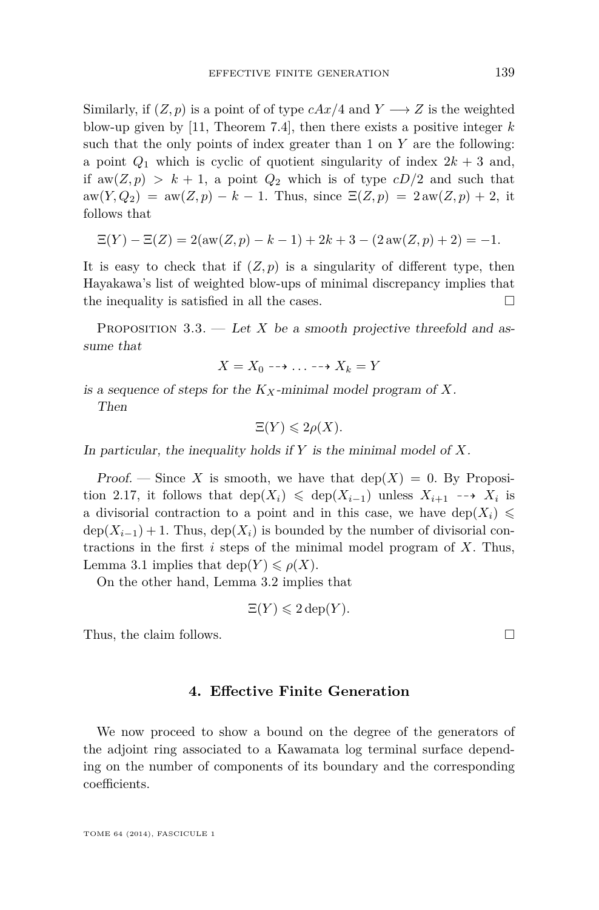Similarly, if $(Z,p)$ is a point of of type $cAx/4$ and $Y \longrightarrow Z$ is the weighted blow-up given by [11, Theorem 7.4], then there exists a positive integer $k$ such that the only points of index greater than 1 on $Y$ are the following: a point $Q_1$ which is cyclic of quotient singularity of index $2k+3$ and, if $\operatorname{aw}(Z,p) > k+1$, a point $Q_2$ which is of type $cD/2$ and such that $\operatorname{aw}(Y,Q_2) = \operatorname{aw}(Z,p) - k - 1$. Thus, since $\Xi(Z,p) = 2\operatorname{aw}(Z,p)+2$, it follows that

$$\Xi(Y) - \Xi(Z) = 2(\operatorname{aw}(Z,p) - k - 1) + 2k + 3 - (2\operatorname{aw}(Z,p)+2) = -1.$$

It is easy to check that if $(Z,p)$ is a singularity of different type, then Hayakawa's list of weighted blow-ups of minimal discrepancy implies that the inequality is satisfied in all the cases. □

Proposition 3.3. — *Let $X$ be a smooth projective threefold and assume that*

$$X = X_0 \dashrightarrow \ldots \dashrightarrow X_k = Y$$

*is a sequence of steps for the $K_X$-minimal model program of $X$.*

*Then*

$$\Xi(Y) \leqslant 2\rho(X).$$

*In particular, the inequality holds if $Y$ is the minimal model of $X$.*

*Proof.* — Since $X$ is smooth, we have that $\operatorname{dep}(X) = 0$. By Proposition 2.17, it follows that $\operatorname{dep}(X_i) \leqslant \operatorname{dep}(X_{i-1})$ unless $X_{i+1} \dashrightarrow X_i$ is a divisorial contraction to a point and in this case, we have $\operatorname{dep}(X_i) \leqslant \operatorname{dep}(X_{i-1}) + 1$. Thus, $\operatorname{dep}(X_i)$ is bounded by the number of divisorial contractions in the first $i$ steps of the minimal model program of $X$. Thus, Lemma 3.1 implies that $\operatorname{dep}(Y) \leqslant \rho(X)$.

On the other hand, Lemma 3.2 implies that

$$\Xi(Y) \leqslant 2\operatorname{dep}(Y).$$

Thus, the claim follows. □

## 4. Effective Finite Generation

We now proceed to show a bound on the degree of the generators of the adjoint ring associated to a Kawamata log terminal surface depending on the number of components of its boundary and the corresponding coefficients.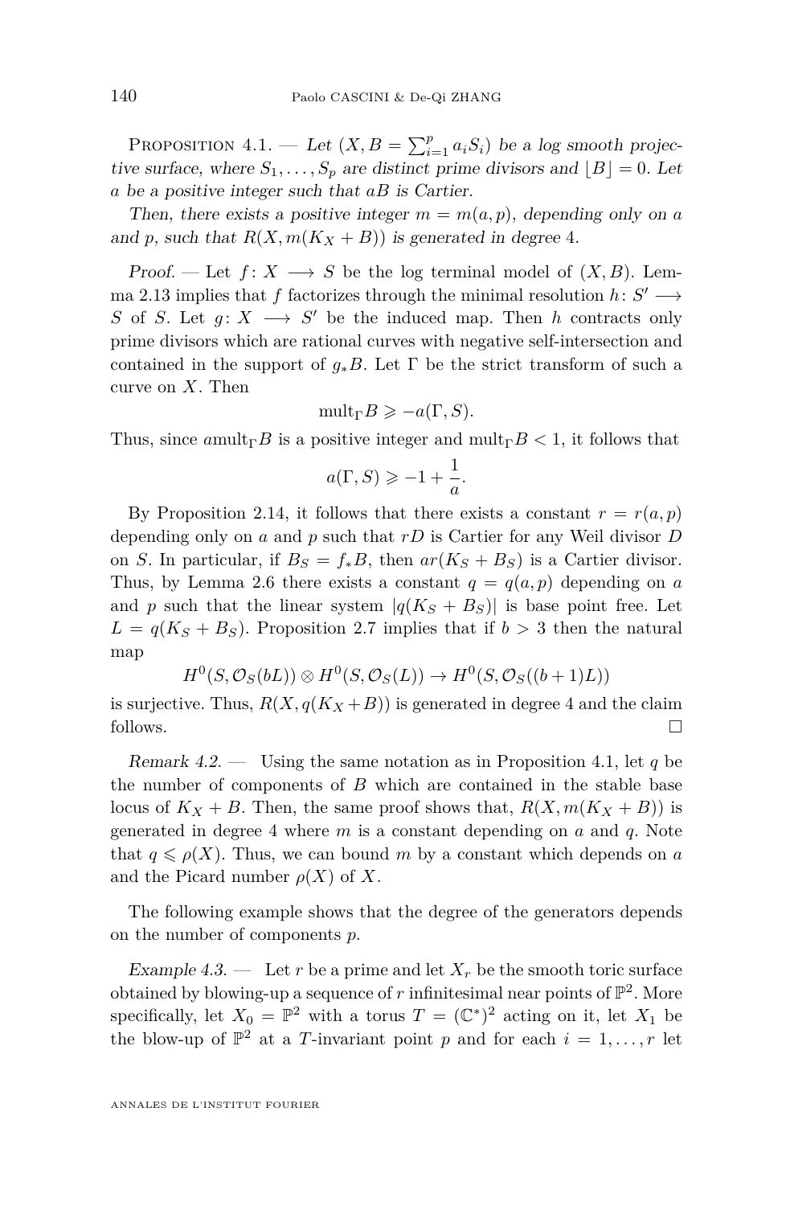Proposition 4.1. — *Let $(X, B = \sum_{i=1}^{p} a_i S_i)$ be a log smooth projective surface, where $S_1, \ldots, S_p$ are distinct prime divisors and $\lfloor B \rfloor = 0$. Let $a$ be a positive integer such that $aB$ is Cartier.*

*Then, there exists a positive integer $m = m(a,p)$, depending only on $a$ and $p$, such that $R(X, m(K_X + B))$ is generated in degree 4.*

*Proof.* — Let $f \colon X \longrightarrow S$ be the log terminal model of $(X, B)$. Lemma 2.13 implies that $f$ factorizes through the minimal resolution $h \colon S' \longrightarrow S$ of $S$. Let $g \colon X \longrightarrow S'$ be the induced map. Then $h$ contracts only prime divisors which are rational curves with negative self-intersection and contained in the support of $g_* B$. Let $\Gamma$ be the strict transform of such a curve on $X$. Then

$$\mathrm{mult}_\Gamma B \geqslant -a(\Gamma, S).$$

Thus, since $a\mathrm{mult}_\Gamma B$ is a positive integer and $\mathrm{mult}_\Gamma B < 1$, it follows that

$$a(\Gamma, S) \geqslant -1 + \frac{1}{a}.$$

By Proposition 2.14, it follows that there exists a constant $r = r(a,p)$ depending only on $a$ and $p$ such that $rD$ is Cartier for any Weil divisor $D$ on $S$. In particular, if $B_S = f_* B$, then $ar(K_S + B_S)$ is a Cartier divisor. Thus, by Lemma 2.6 there exists a constant $q = q(a,p)$ depending on $a$ and $p$ such that the linear system $|q(K_S + B_S)|$ is base point free. Let $L = q(K_S + B_S)$. Proposition 2.7 implies that if $b > 3$ then the natural map

$$H^0(S, \mathcal{O}_S(bL)) \otimes H^0(S, \mathcal{O}_S(L)) \to H^0(S, \mathcal{O}_S((b+1)L))$$

is surjective. Thus, $R(X, q(K_X + B))$ is generated in degree 4 and the claim follows. $\square$

*Remark 4.2.* — Using the same notation as in Proposition 4.1, let $q$ be the number of components of $B$ which are contained in the stable base locus of $K_X + B$. Then, the same proof shows that, $R(X, m(K_X + B))$ is generated in degree 4 where $m$ is a constant depending on $a$ and $q$. Note that $q \leqslant \rho(X)$. Thus, we can bound $m$ by a constant which depends on $a$ and the Picard number $\rho(X)$ of $X$.

The following example shows that the degree of the generators depends on the number of components $p$.

*Example 4.3.* — Let $r$ be a prime and let $X_r$ be the smooth toric surface obtained by blowing-up a sequence of $r$ infinitesimal near points of $\mathbb{P}^2$. More specifically, let $X_0 = \mathbb{P}^2$ with a torus $T = (\mathbb{C}^*)^2$ acting on it, let $X_1$ be the blow-up of $\mathbb{P}^2$ at a $T$-invariant point $p$ and for each $i = 1, \ldots, r$ let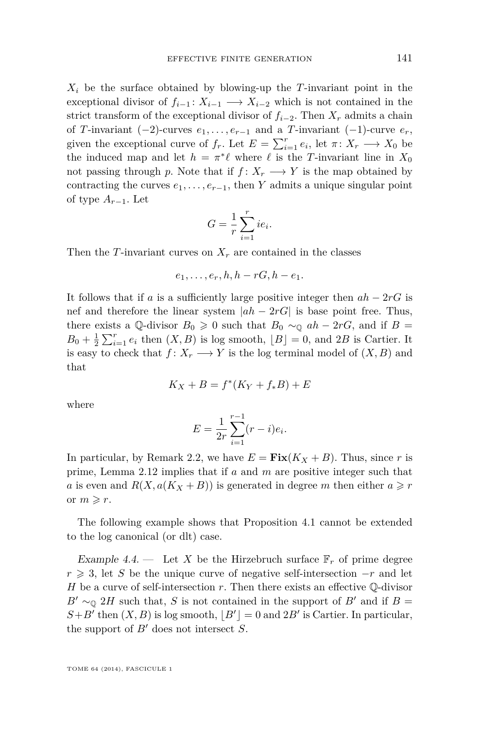$X_i$ be the surface obtained by blowing-up the $T$-invariant point in the exceptional divisor of $f_{i-1}\colon X_{i-1} \longrightarrow X_{i-2}$ which is not contained in the strict transform of the exceptional divisor of $f_{i-2}$. Then $X_r$ admits a chain of $T$-invariant $(-2)$-curves $e_1, \ldots, e_{r-1}$ and a $T$-invariant $(-1)$-curve $e_r$, given the exceptional curve of $f_r$. Let $E = \sum_{i=1}^r e_i$, let $\pi\colon X_r \longrightarrow X_0$ be the induced map and let $h = \pi^*\ell$ where $\ell$ is the $T$-invariant line in $X_0$ not passing through $p$. Note that if $f\colon X_r \longrightarrow Y$ is the map obtained by contracting the curves $e_1, \ldots, e_{r-1}$, then $Y$ admits a unique singular point of type $A_{r-1}$. Let

$$G = \frac{1}{r}\sum_{i=1}^r ie_i.$$

Then the $T$-invariant curves on $X_r$ are contained in the classes

$$e_1, \ldots, e_r, h, h - rG, h - e_1.$$

It follows that if $a$ is a sufficiently large positive integer then $ah - 2rG$ is nef and therefore the linear system $|ah - 2rG|$ is base point free. Thus, there exists a $\mathbb{Q}$-divisor $B_0 \geqslant 0$ such that $B_0 \sim_{\mathbb{Q}} ah - 2rG$, and if $B = B_0 + \frac{1}{2}\sum_{i=1}^r e_i$ then $(X, B)$ is log smooth, $\lfloor B \rfloor = 0$, and $2B$ is Cartier. It is easy to check that $f\colon X_r \longrightarrow Y$ is the log terminal model of $(X, B)$ and that

$$K_X + B = f^*(K_Y + f_*B) + E$$

where

$$E = \frac{1}{2r}\sum_{i=1}^{r-1}(r-i)e_i.$$

In particular, by Remark 2.2, we have $E = \mathbf{Fix}(K_X + B)$. Thus, since $r$ is prime, Lemma 2.12 implies that if $a$ and $m$ are positive integer such that $a$ is even and $R(X, a(K_X + B))$ is generated in degree $m$ then either $a \geqslant r$ or $m \geqslant r$.

The following example shows that Proposition 4.1 cannot be extended to the log canonical (or dlt) case.

*Example 4.4.* — Let $X$ be the Hirzebruch surface $\mathbb{F}_r$ of prime degree $r \geqslant 3$, let $S$ be the unique curve of negative self-intersection $-r$ and let $H$ be a curve of self-intersection $r$. Then there exists an effective $\mathbb{Q}$-divisor $B' \sim_{\mathbb{Q}} 2H$ such that, $S$ is not contained in the support of $B'$ and if $B = S + B'$ then $(X, B)$ is log smooth, $\lfloor B' \rfloor = 0$ and $2B'$ is Cartier. In particular, the support of $B'$ does not intersect $S$.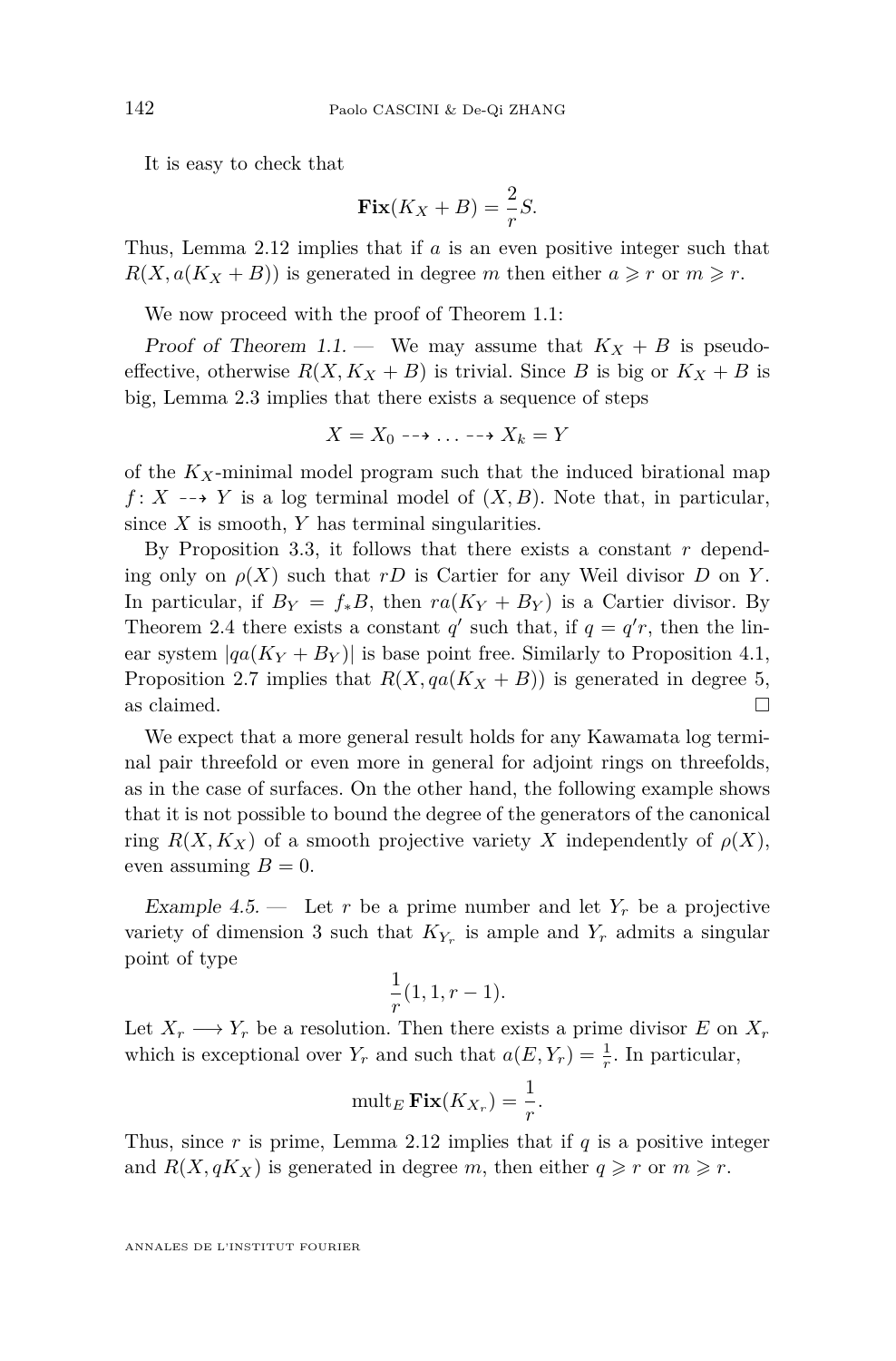It is easy to check that

$$\mathbf{Fix}(K_X + B) = \frac{2}{r}S.$$

Thus, Lemma 2.12 implies that if $a$ is an even positive integer such that $R(X, a(K_X + B))$ is generated in degree $m$ then either $a \geqslant r$ or $m \geqslant r$.

We now proceed with the proof of Theorem 1.1:

*Proof of Theorem 1.1.* — We may assume that $K_X + B$ is pseudo-effective, otherwise $R(X, K_X + B)$ is trivial. Since $B$ is big or $K_X + B$ is big, Lemma 2.3 implies that there exists a sequence of steps

$$X = X_0 \dashrightarrow \ldots \dashrightarrow X_k = Y$$

of the $K_X$-minimal model program such that the induced birational map $f\colon X \dashrightarrow Y$ is a log terminal model of $(X, B)$. Note that, in particular, since $X$ is smooth, $Y$ has terminal singularities.

By Proposition 3.3, it follows that there exists a constant $r$ depending only on $\rho(X)$ such that $rD$ is Cartier for any Weil divisor $D$ on $Y$. In particular, if $B_Y = f_*B$, then $ra(K_Y + B_Y)$ is a Cartier divisor. By Theorem 2.4 there exists a constant $q'$ such that, if $q = q'r$, then the linear system $|qa(K_Y + B_Y)|$ is base point free. Similarly to Proposition 4.1, Proposition 2.7 implies that $R(X, qa(K_X + B))$ is generated in degree 5, as claimed. □

We expect that a more general result holds for any Kawamata log terminal pair threefold or even more in general for adjoint rings on threefolds, as in the case of surfaces. On the other hand, the following example shows that it is not possible to bound the degree of the generators of the canonical ring $R(X, K_X)$ of a smooth projective variety $X$ independently of $\rho(X)$, even assuming $B = 0$.

*Example 4.5.* — Let $r$ be a prime number and let $Y_r$ be a projective variety of dimension 3 such that $K_{Y_r}$ is ample and $Y_r$ admits a singular point of type

$$\frac{1}{r}(1, 1, r-1).$$

Let $X_r \longrightarrow Y_r$ be a resolution. Then there exists a prime divisor $E$ on $X_r$ which is exceptional over $Y_r$ and such that $a(E, Y_r) = \frac{1}{r}$. In particular,

$$\operatorname{mult}_E \mathbf{Fix}(K_{X_r}) = \frac{1}{r}.$$

Thus, since $r$ is prime, Lemma 2.12 implies that if $q$ is a positive integer and $R(X, qK_X)$ is generated in degree $m$, then either $q \geqslant r$ or $m \geqslant r$.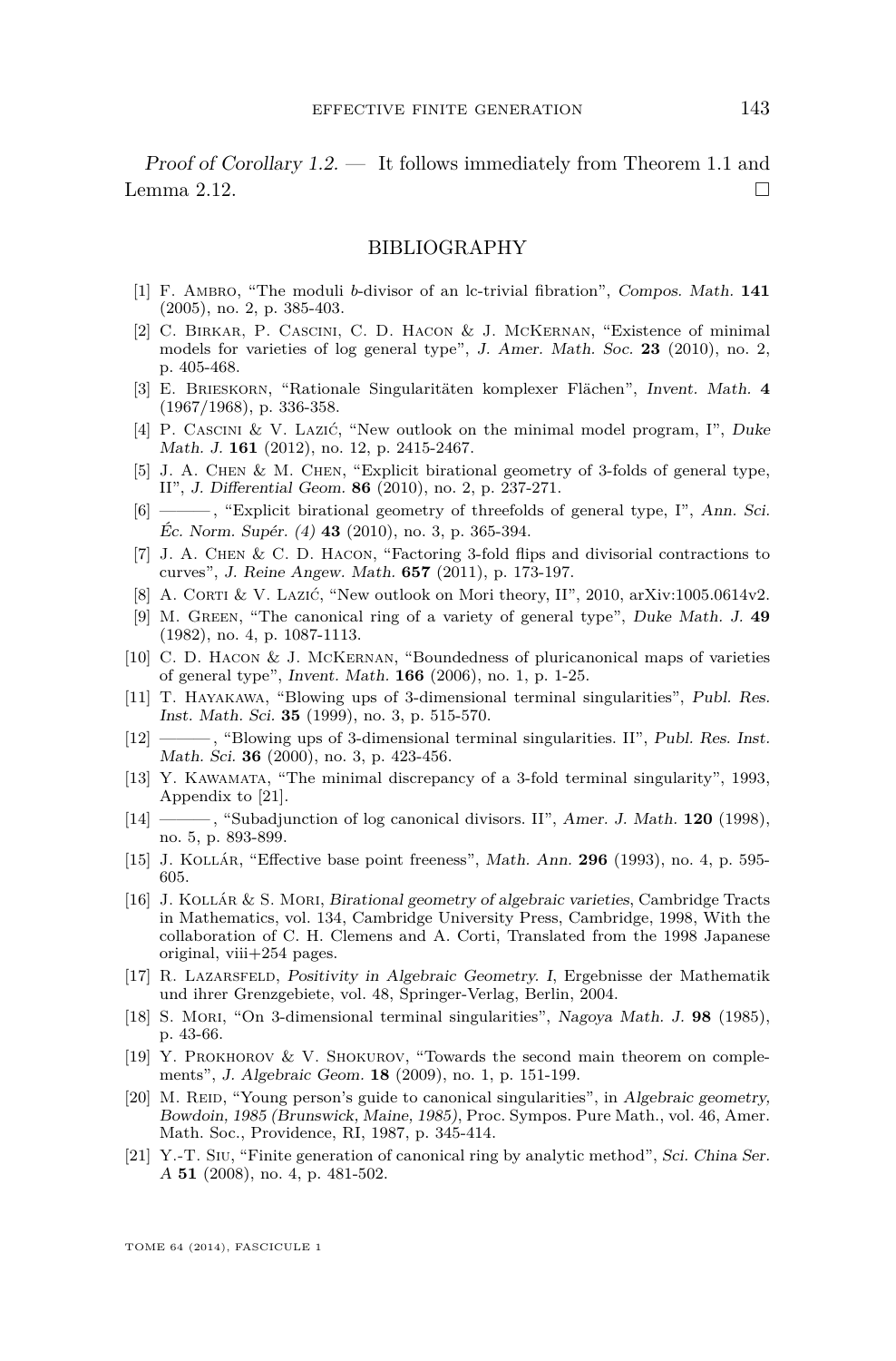*Proof of Corollary 1.2.* — It follows immediately from Theorem 1.1 and Lemma 2.12. □

## BIBLIOGRAPHY

[1] F. Ambro, "The moduli *b*-divisor of an lc-trivial fibration", *Compos. Math.* **141** (2005), no. 2, p. 385-403.

[2] C. Birkar, P. Cascini, C. D. Hacon & J. McKernan, "Existence of minimal models for varieties of log general type", *J. Amer. Math. Soc.* **23** (2010), no. 2, p. 405-468.

[3] E. Brieskorn, "Rationale Singularitäten komplexer Flächen", *Invent. Math.* **4** (1967/1968), p. 336-358.

[4] P. Cascini & V. Lazić, "New outlook on the minimal model program, I", *Duke Math. J.* **161** (2012), no. 12, p. 2415-2467.

[5] J. A. Chen & M. Chen, "Explicit birational geometry of 3-folds of general type, II", *J. Differential Geom.* **86** (2010), no. 2, p. 237-271.

[6] ———, "Explicit birational geometry of threefolds of general type, I", *Ann. Sci. Éc. Norm. Supér. (4)* **43** (2010), no. 3, p. 365-394.

[7] J. A. Chen & C. D. Hacon, "Factoring 3-fold flips and divisorial contractions to curves", *J. Reine Angew. Math.* **657** (2011), p. 173-197.

[8] A. Corti & V. Lazić, "New outlook on Mori theory, II", 2010, arXiv:1005.0614v2.

[9] M. Green, "The canonical ring of a variety of general type", *Duke Math. J.* **49** (1982), no. 4, p. 1087-1113.

[10] C. D. Hacon & J. McKernan, "Boundedness of pluricanonical maps of varieties of general type", *Invent. Math.* **166** (2006), no. 1, p. 1-25.

[11] T. Hayakawa, "Blowing ups of 3-dimensional terminal singularities", *Publ. Res. Inst. Math. Sci.* **35** (1999), no. 3, p. 515-570.

[12] ———, "Blowing ups of 3-dimensional terminal singularities. II", *Publ. Res. Inst. Math. Sci.* **36** (2000), no. 3, p. 423-456.

[13] Y. Kawamata, "The minimal discrepancy of a 3-fold terminal singularity", 1993, Appendix to [21].

[14] ———, "Subadjunction of log canonical divisors. II", *Amer. J. Math.* **120** (1998), no. 5, p. 893-899.

[15] J. Kollár, "Effective base point freeness", *Math. Ann.* **296** (1993), no. 4, p. 595-605.

[16] J. Kollár & S. Mori, *Birational geometry of algebraic varieties*, Cambridge Tracts in Mathematics, vol. 134, Cambridge University Press, Cambridge, 1998, With the collaboration of C. H. Clemens and A. Corti, Translated from the 1998 Japanese original, viii+254 pages.

[17] R. Lazarsfeld, *Positivity in Algebraic Geometry. I*, Ergebnisse der Mathematik und ihrer Grenzgebiete, vol. 48, Springer-Verlag, Berlin, 2004.

[18] S. Mori, "On 3-dimensional terminal singularities", *Nagoya Math. J.* **98** (1985), p. 43-66.

[19] Y. Prokhorov & V. Shokurov, "Towards the second main theorem on complements", *J. Algebraic Geom.* **18** (2009), no. 1, p. 151-199.

[20] M. Reid, "Young person's guide to canonical singularities", in *Algebraic geometry, Bowdoin, 1985 (Brunswick, Maine, 1985)*, Proc. Sympos. Pure Math., vol. 46, Amer. Math. Soc., Providence, RI, 1987, p. 345-414.

[21] Y.-T. Siu, "Finite generation of canonical ring by analytic method", *Sci. China Ser. A* **51** (2008), no. 4, p. 481-502.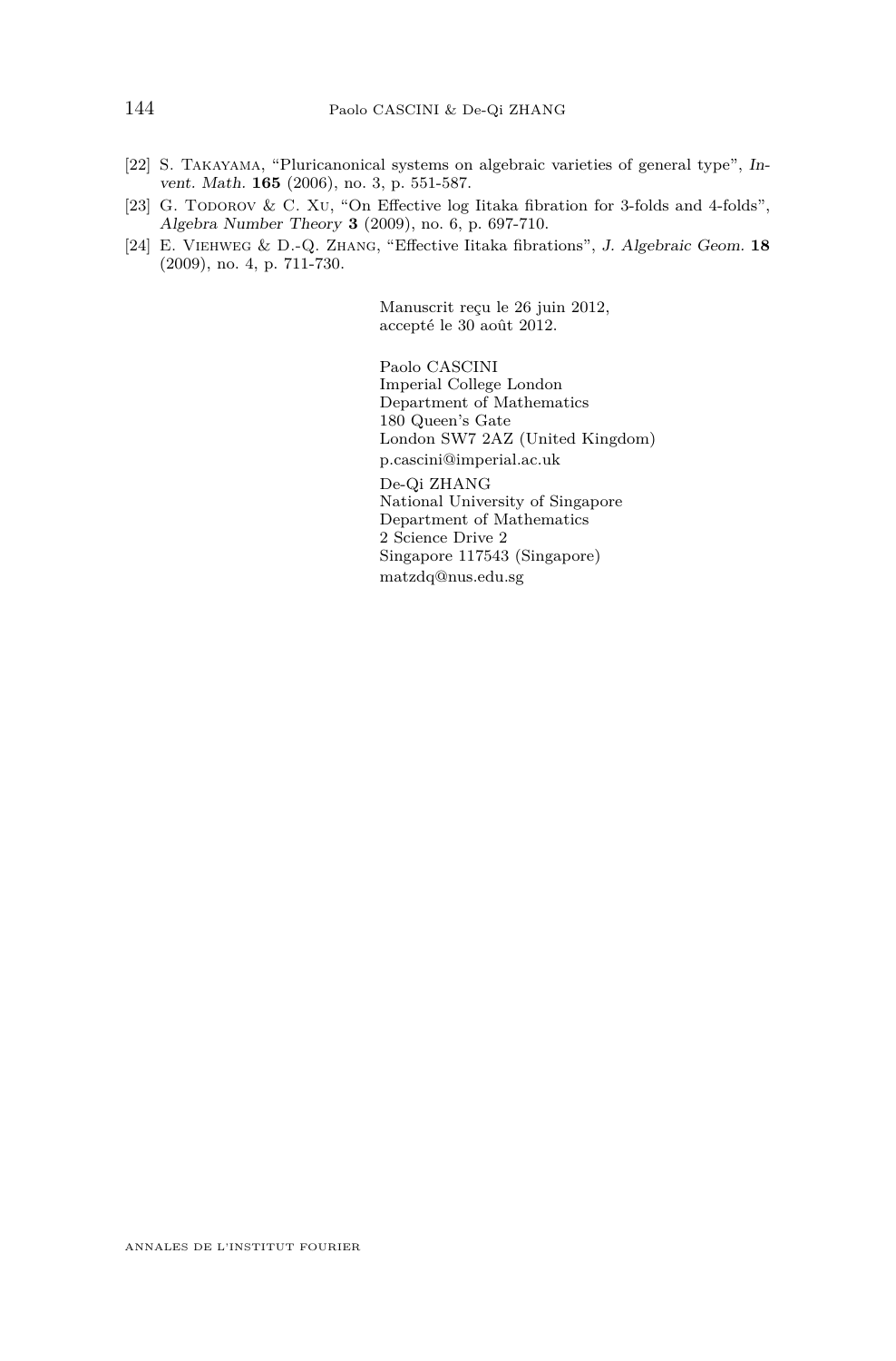- [22] S. Takayama, "Pluricanonical systems on algebraic varieties of general type", *Invent. Math.* **165** (2006), no. 3, p. 551-587.
- [23] G. Todorov & C. Xu, "On Effective log Iitaka fibration for 3-folds and 4-folds", *Algebra Number Theory* **3** (2009), no. 6, p. 697-710.
- [24] E. Viehweg & D.-Q. Zhang, "Effective Iitaka fibrations", *J. Algebraic Geom.* **18** (2009), no. 4, p. 711-730.

Manuscrit reçu le 26 juin 2012,
accepté le 30 août 2012.

Paolo CASCINI
Imperial College London
Department of Mathematics
180 Queen's Gate
London SW7 2AZ (United Kingdom)
p.cascini@imperial.ac.uk

De-Qi ZHANG
National University of Singapore
Department of Mathematics
2 Science Drive 2
Singapore 117543 (Singapore)
matzdq@nus.edu.sg